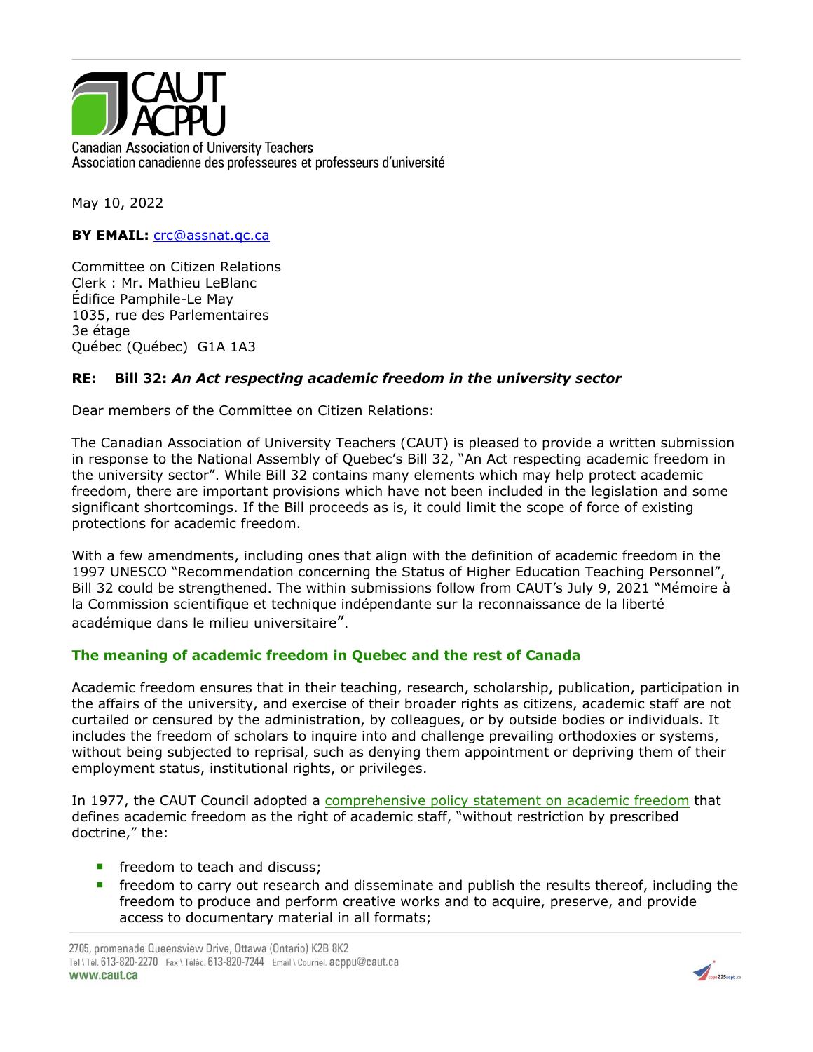CAUT
ACPPU

Canadian Association of University Teachers
Association canadienne des professeures et professeurs d'université

May 10, 2022

**BY EMAIL:** crc@assnat.qc.ca

Committee on Citizen Relations
Clerk : Mr. Mathieu LeBlanc
Édifice Pamphile-Le May
1035, rue des Parlementaires
3e étage
Québec (Québec) G1A 1A3

**RE: Bill 32: *An Act respecting academic freedom in the university sector***

Dear members of the Committee on Citizen Relations:

The Canadian Association of University Teachers (CAUT) is pleased to provide a written submission in response to the National Assembly of Quebec's Bill 32, "An Act respecting academic freedom in the university sector". While Bill 32 contains many elements which may help protect academic freedom, there are important provisions which have not been included in the legislation and some significant shortcomings. If the Bill proceeds as is, it could limit the scope of force of existing protections for academic freedom.

With a few amendments, including ones that align with the definition of academic freedom in the 1997 UNESCO "Recommendation concerning the Status of Higher Education Teaching Personnel", Bill 32 could be strengthened. The within submissions follow from CAUT's July 9, 2021 "Mémoire à la Commission scientifique et technique indépendante sur la reconnaissance de la liberté académique dans le milieu universitaire".

## The meaning of academic freedom in Quebec and the rest of Canada

Academic freedom ensures that in their teaching, research, scholarship, publication, participation in the affairs of the university, and exercise of their broader rights as citizens, academic staff are not curtailed or censured by the administration, by colleagues, or by outside bodies or individuals. It includes the freedom of scholars to inquire into and challenge prevailing orthodoxies or systems, without being subjected to reprisal, such as denying them appointment or depriving them of their employment status, institutional rights, or privileges.

In 1977, the CAUT Council adopted a comprehensive policy statement on academic freedom that defines academic freedom as the right of academic staff, "without restriction by prescribed doctrine," the:

- freedom to teach and discuss;
- freedom to carry out research and disseminate and publish the results thereof, including the freedom to produce and perform creative works and to acquire, preserve, and provide access to documentary material in all formats;

2705, promenade Queensview Drive, Ottawa (Ontario) K2B 8K2
Tel \ Tél. 613-820-2270 Fax \ Téléc. 613-820-7244 Email \ Courriel. acppu@caut.ca
www.caut.ca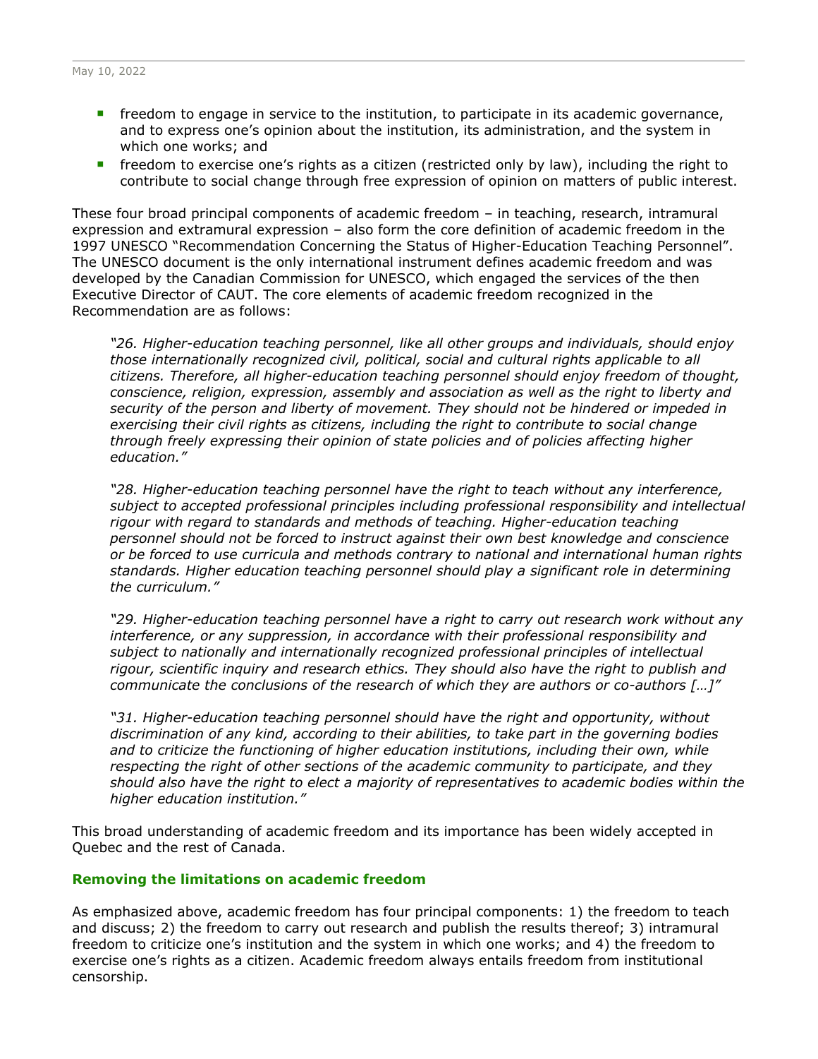- freedom to engage in service to the institution, to participate in its academic governance, and to express one's opinion about the institution, its administration, and the system in which one works; and
- freedom to exercise one's rights as a citizen (restricted only by law), including the right to contribute to social change through free expression of opinion on matters of public interest.

These four broad principal components of academic freedom – in teaching, research, intramural expression and extramural expression – also form the core definition of academic freedom in the 1997 UNESCO "Recommendation Concerning the Status of Higher-Education Teaching Personnel". The UNESCO document is the only international instrument defines academic freedom and was developed by the Canadian Commission for UNESCO, which engaged the services of the then Executive Director of CAUT. The core elements of academic freedom recognized in the Recommendation are as follows:

> *"26. Higher-education teaching personnel, like all other groups and individuals, should enjoy those internationally recognized civil, political, social and cultural rights applicable to all citizens. Therefore, all higher-education teaching personnel should enjoy freedom of thought, conscience, religion, expression, assembly and association as well as the right to liberty and security of the person and liberty of movement. They should not be hindered or impeded in exercising their civil rights as citizens, including the right to contribute to social change through freely expressing their opinion of state policies and of policies affecting higher education."*
>
> *"28. Higher-education teaching personnel have the right to teach without any interference, subject to accepted professional principles including professional responsibility and intellectual rigour with regard to standards and methods of teaching. Higher-education teaching personnel should not be forced to instruct against their own best knowledge and conscience or be forced to use curricula and methods contrary to national and international human rights standards. Higher education teaching personnel should play a significant role in determining the curriculum."*
>
> *"29. Higher-education teaching personnel have a right to carry out research work without any interference, or any suppression, in accordance with their professional responsibility and subject to nationally and internationally recognized professional principles of intellectual rigour, scientific inquiry and research ethics. They should also have the right to publish and communicate the conclusions of the research of which they are authors or co-authors […]"*
>
> *"31. Higher-education teaching personnel should have the right and opportunity, without discrimination of any kind, according to their abilities, to take part in the governing bodies and to criticize the functioning of higher education institutions, including their own, while respecting the right of other sections of the academic community to participate, and they should also have the right to elect a majority of representatives to academic bodies within the higher education institution."*

This broad understanding of academic freedom and its importance has been widely accepted in Quebec and the rest of Canada.

### Removing the limitations on academic freedom

As emphasized above, academic freedom has four principal components: 1) the freedom to teach and discuss; 2) the freedom to carry out research and publish the results thereof; 3) intramural freedom to criticize one's institution and the system in which one works; and 4) the freedom to exercise one's rights as a citizen. Academic freedom always entails freedom from institutional censorship.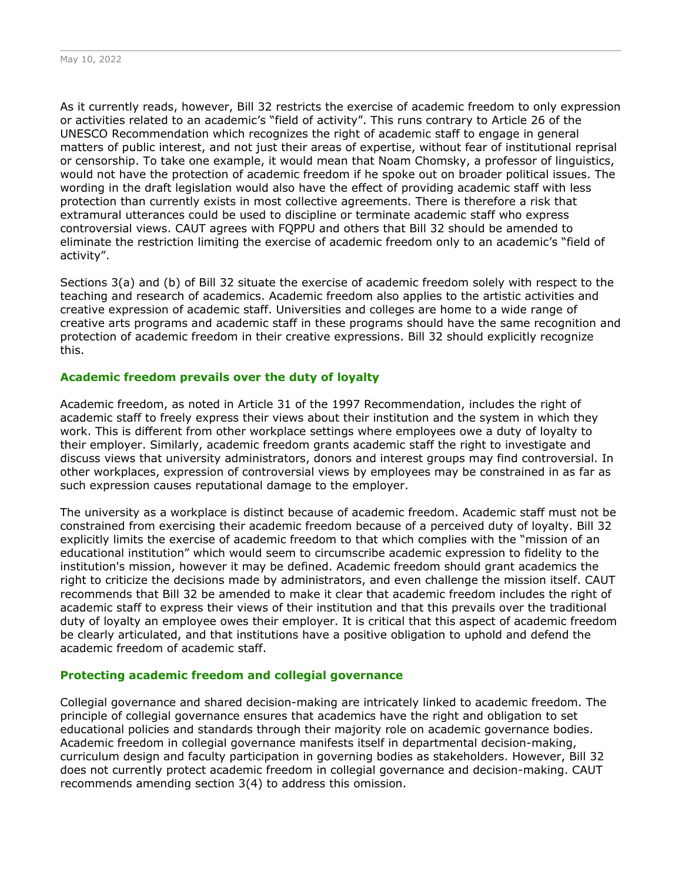As it currently reads, however, Bill 32 restricts the exercise of academic freedom to only expression or activities related to an academic's "field of activity". This runs contrary to Article 26 of the UNESCO Recommendation which recognizes the right of academic staff to engage in general matters of public interest, and not just their areas of expertise, without fear of institutional reprisal or censorship. To take one example, it would mean that Noam Chomsky, a professor of linguistics, would not have the protection of academic freedom if he spoke out on broader political issues. The wording in the draft legislation would also have the effect of providing academic staff with less protection than currently exists in most collective agreements. There is therefore a risk that extramural utterances could be used to discipline or terminate academic staff who express controversial views. CAUT agrees with FQPPU and others that Bill 32 should be amended to eliminate the restriction limiting the exercise of academic freedom only to an academic's "field of activity".

Sections 3(a) and (b) of Bill 32 situate the exercise of academic freedom solely with respect to the teaching and research of academics. Academic freedom also applies to the artistic activities and creative expression of academic staff. Universities and colleges are home to a wide range of creative arts programs and academic staff in these programs should have the same recognition and protection of academic freedom in their creative expressions. Bill 32 should explicitly recognize this.

## Academic freedom prevails over the duty of loyalty

Academic freedom, as noted in Article 31 of the 1997 Recommendation, includes the right of academic staff to freely express their views about their institution and the system in which they work. This is different from other workplace settings where employees owe a duty of loyalty to their employer. Similarly, academic freedom grants academic staff the right to investigate and discuss views that university administrators, donors and interest groups may find controversial. In other workplaces, expression of controversial views by employees may be constrained in as far as such expression causes reputational damage to the employer.

The university as a workplace is distinct because of academic freedom. Academic staff must not be constrained from exercising their academic freedom because of a perceived duty of loyalty. Bill 32 explicitly limits the exercise of academic freedom to that which complies with the "mission of an educational institution" which would seem to circumscribe academic expression to fidelity to the institution's mission, however it may be defined. Academic freedom should grant academics the right to criticize the decisions made by administrators, and even challenge the mission itself. CAUT recommends that Bill 32 be amended to make it clear that academic freedom includes the right of academic staff to express their views of their institution and that this prevails over the traditional duty of loyalty an employee owes their employer. It is critical that this aspect of academic freedom be clearly articulated, and that institutions have a positive obligation to uphold and defend the academic freedom of academic staff.

## Protecting academic freedom and collegial governance

Collegial governance and shared decision-making are intricately linked to academic freedom. The principle of collegial governance ensures that academics have the right and obligation to set educational policies and standards through their majority role on academic governance bodies. Academic freedom in collegial governance manifests itself in departmental decision-making, curriculum design and faculty participation in governing bodies as stakeholders. However, Bill 32 does not currently protect academic freedom in collegial governance and decision-making. CAUT recommends amending section 3(4) to address this omission.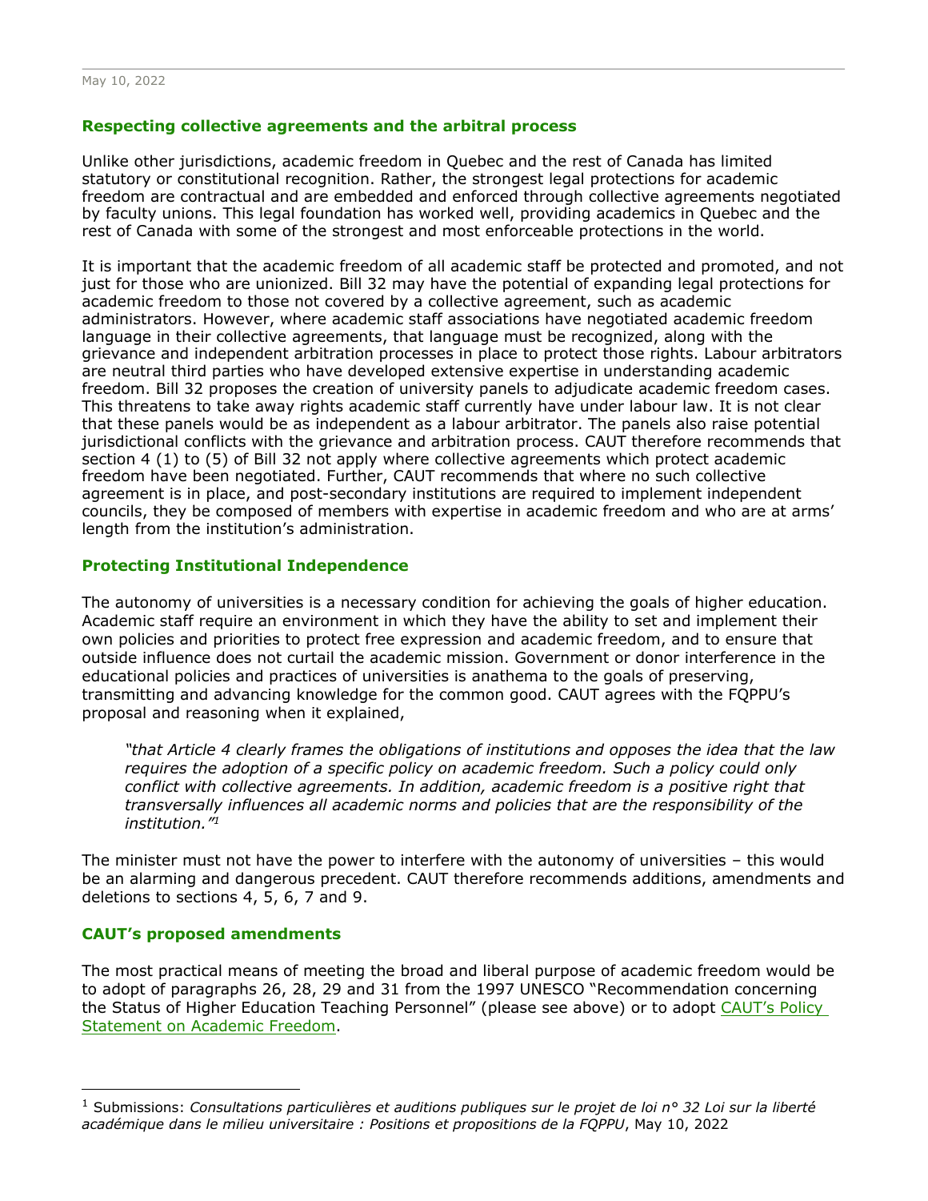## Respecting collective agreements and the arbitral process

Unlike other jurisdictions, academic freedom in Quebec and the rest of Canada has limited statutory or constitutional recognition. Rather, the strongest legal protections for academic freedom are contractual and are embedded and enforced through collective agreements negotiated by faculty unions. This legal foundation has worked well, providing academics in Quebec and the rest of Canada with some of the strongest and most enforceable protections in the world.

It is important that the academic freedom of all academic staff be protected and promoted, and not just for those who are unionized. Bill 32 may have the potential of expanding legal protections for academic freedom to those not covered by a collective agreement, such as academic administrators. However, where academic staff associations have negotiated academic freedom language in their collective agreements, that language must be recognized, along with the grievance and independent arbitration processes in place to protect those rights. Labour arbitrators are neutral third parties who have developed extensive expertise in understanding academic freedom. Bill 32 proposes the creation of university panels to adjudicate academic freedom cases. This threatens to take away rights academic staff currently have under labour law. It is not clear that these panels would be as independent as a labour arbitrator. The panels also raise potential jurisdictional conflicts with the grievance and arbitration process. CAUT therefore recommends that section 4 (1) to (5) of Bill 32 not apply where collective agreements which protect academic freedom have been negotiated. Further, CAUT recommends that where no such collective agreement is in place, and post-secondary institutions are required to implement independent councils, they be composed of members with expertise in academic freedom and who are at arms' length from the institution's administration.

## Protecting Institutional Independence

The autonomy of universities is a necessary condition for achieving the goals of higher education. Academic staff require an environment in which they have the ability to set and implement their own policies and priorities to protect free expression and academic freedom, and to ensure that outside influence does not curtail the academic mission. Government or donor interference in the educational policies and practices of universities is anathema to the goals of preserving, transmitting and advancing knowledge for the common good. CAUT agrees with the FQPPU's proposal and reasoning when it explained,

> *"that Article 4 clearly frames the obligations of institutions and opposes the idea that the law requires the adoption of a specific policy on academic freedom. Such a policy could only conflict with collective agreements. In addition, academic freedom is a positive right that transversally influences all academic norms and policies that are the responsibility of the institution."*[1]

The minister must not have the power to interfere with the autonomy of universities – this would be an alarming and dangerous precedent. CAUT therefore recommends additions, amendments and deletions to sections 4, 5, 6, 7 and 9.

## CAUT's proposed amendments

The most practical means of meeting the broad and liberal purpose of academic freedom would be to adopt of paragraphs 26, 28, 29 and 31 from the 1997 UNESCO "Recommendation concerning the Status of Higher Education Teaching Personnel" (please see above) or to adopt CAUT's Policy Statement on Academic Freedom.

---

[1] Submissions: *Consultations particulières et auditions publiques sur le projet de loi n° 32 Loi sur la liberté académique dans le milieu universitaire : Positions et propositions de la FQPPU*, May 10, 2022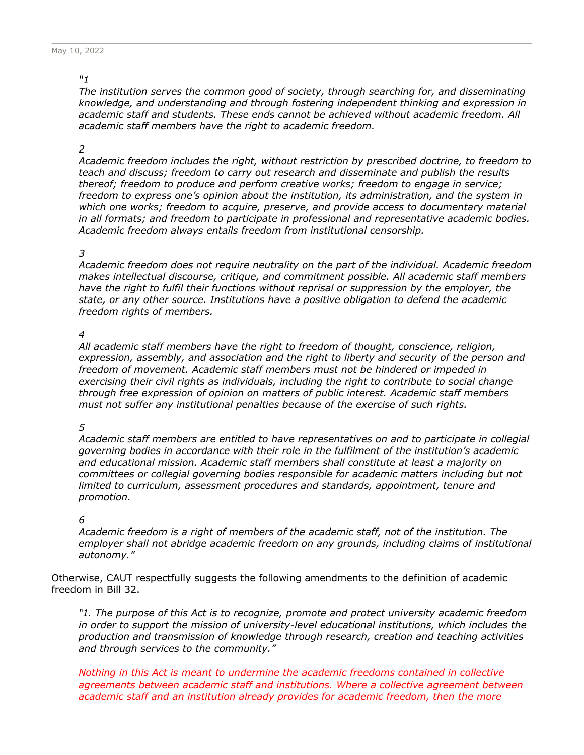*"1*
*The institution serves the common good of society, through searching for, and disseminating knowledge, and understanding and through fostering independent thinking and expression in academic staff and students. These ends cannot be achieved without academic freedom. All academic staff members have the right to academic freedom.*

*2*
*Academic freedom includes the right, without restriction by prescribed doctrine, to freedom to teach and discuss; freedom to carry out research and disseminate and publish the results thereof; freedom to produce and perform creative works; freedom to engage in service; freedom to express one's opinion about the institution, its administration, and the system in which one works; freedom to acquire, preserve, and provide access to documentary material in all formats; and freedom to participate in professional and representative academic bodies. Academic freedom always entails freedom from institutional censorship.*

*3*
*Academic freedom does not require neutrality on the part of the individual. Academic freedom makes intellectual discourse, critique, and commitment possible. All academic staff members have the right to fulfil their functions without reprisal or suppression by the employer, the state, or any other source. Institutions have a positive obligation to defend the academic freedom rights of members.*

*4*
*All academic staff members have the right to freedom of thought, conscience, religion, expression, assembly, and association and the right to liberty and security of the person and freedom of movement. Academic staff members must not be hindered or impeded in exercising their civil rights as individuals, including the right to contribute to social change through free expression of opinion on matters of public interest. Academic staff members must not suffer any institutional penalties because of the exercise of such rights.*

*5*
*Academic staff members are entitled to have representatives on and to participate in collegial governing bodies in accordance with their role in the fulfilment of the institution's academic and educational mission. Academic staff members shall constitute at least a majority on committees or collegial governing bodies responsible for academic matters including but not limited to curriculum, assessment procedures and standards, appointment, tenure and promotion.*

*6*
*Academic freedom is a right of members of the academic staff, not of the institution. The employer shall not abridge academic freedom on any grounds, including claims of institutional autonomy."*

Otherwise, CAUT respectfully suggests the following amendments to the definition of academic freedom in Bill 32.

*"1. The purpose of this Act is to recognize, promote and protect university academic freedom in order to support the mission of university-level educational institutions, which includes the production and transmission of knowledge through research, creation and teaching activities and through services to the community."*

*Nothing in this Act is meant to undermine the academic freedoms contained in collective agreements between academic staff and institutions. Where a collective agreement between academic staff and an institution already provides for academic freedom, then the more*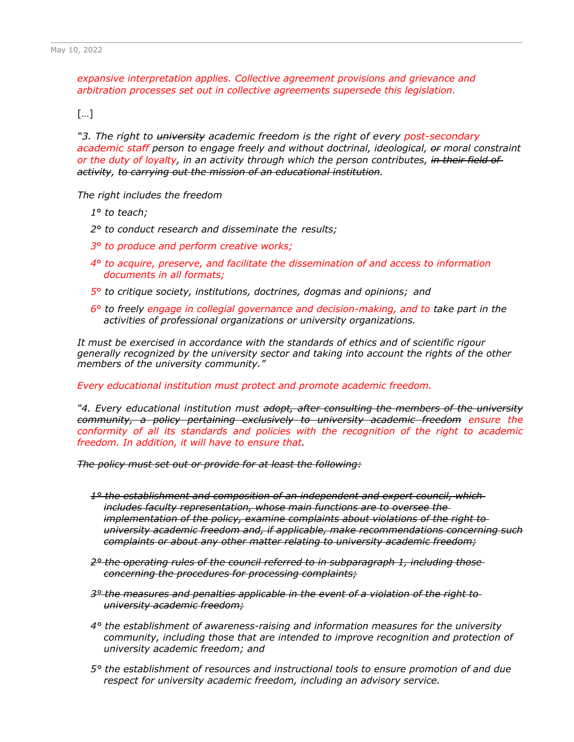*expansive interpretation applies. Collective agreement provisions and grievance and arbitration processes set out in collective agreements supersede this legislation.*

[…]

*"3. The right to ~~university~~ academic freedom is the right of every post-secondary academic staff person to engage freely and without doctrinal, ideological, ~~or~~ moral constraint or the duty of loyalty, in an activity through which the person contributes, ~~in their field of activity~~, ~~to carrying out the mission of an educational institution~~.*

*The right includes the freedom*

- *1° to teach;*
- *2° to conduct research and disseminate the results;*
- *3° to produce and perform creative works;*
- *4° to acquire, preserve, and facilitate the dissemination of and access to information documents in all formats;*
- *5° to critique society, institutions, doctrines, dogmas and opinions; and*
- *6° to freely engage in collegial governance and decision-making, and to take part in the activities of professional organizations or university organizations.*

*It must be exercised in accordance with the standards of ethics and of scientific rigour generally recognized by the university sector and taking into account the rights of the other members of the university community."*

*Every educational institution must protect and promote academic freedom.*

*"4. Every educational institution must ~~adopt, after consulting the members of the university community, a policy pertaining exclusively to university academic freedom~~ ensure the conformity of all its standards and policies with the recognition of the right to academic freedom. In addition, it will have to ensure that.*

*~~The policy must set out or provide for at least the following:~~*

- *~~1° the establishment and composition of an independent and expert council, which includes faculty representation, whose main functions are to oversee the implementation of the policy, examine complaints about violations of the right to university academic freedom and, if applicable, make recommendations concerning such complaints or about any other matter relating to university academic freedom;~~*
- *~~2° the operating rules of the council referred to in subparagraph 1, including those concerning the procedures for processing complaints;~~*
- *~~3° the measures and penalties applicable in the event of a violation of the right to university academic freedom;~~*
- *4° the establishment of awareness-raising and information measures for the university community, including those that are intended to improve recognition and protection of university academic freedom; and*
- *5° the establishment of resources and instructional tools to ensure promotion of and due respect for university academic freedom, including an advisory service.*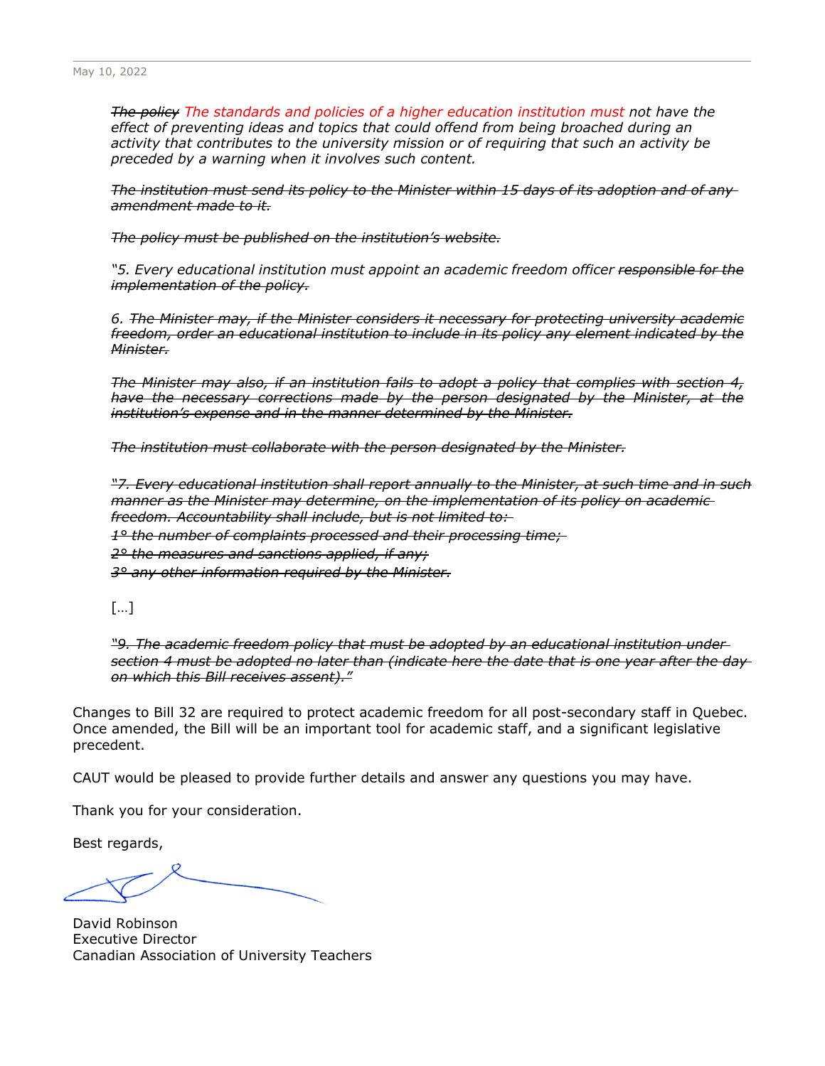~~*The policy*~~ *The standards and policies of a higher education institution must not have the effect of preventing ideas and topics that could offend from being broached during an activity that contributes to the university mission or of requiring that such an activity be preceded by a warning when it involves such content.*

~~*The institution must send its policy to the Minister within 15 days of its adoption and of any amendment made to it.*~~

~~*The policy must be published on the institution's website.*~~

*"5. Every educational institution must appoint an academic freedom officer* ~~*responsible for the implementation of the policy.*~~

*6.* ~~*The Minister may, if the Minister considers it necessary for protecting university academic freedom, order an educational institution to include in its policy any element indicated by the Minister.*~~

~~*The Minister may also, if an institution fails to adopt a policy that complies with section 4, have the necessary corrections made by the person designated by the Minister, at the institution's expense and in the manner determined by the Minister.*~~

~~*The institution must collaborate with the person designated by the Minister.*~~

~~*"7. Every educational institution shall report annually to the Minister, at such time and in such manner as the Minister may determine, on the implementation of its policy on academic freedom. Accountability shall include, but is not limited to:*~~
~~*1° the number of complaints processed and their processing time;*~~
~~*2° the measures and sanctions applied, if any;*~~
~~*3° any other information required by the Minister.*~~

[…]

~~*"9. The academic freedom policy that must be adopted by an educational institution under section 4 must be adopted no later than (indicate here the date that is one year after the day on which this Bill receives assent)."*~~

Changes to Bill 32 are required to protect academic freedom for all post-secondary staff in Quebec. Once amended, the Bill will be an important tool for academic staff, and a significant legislative precedent.

CAUT would be pleased to provide further details and answer any questions you may have.

Thank you for your consideration.

Best regards,

David Robinson
Executive Director
Canadian Association of University Teachers